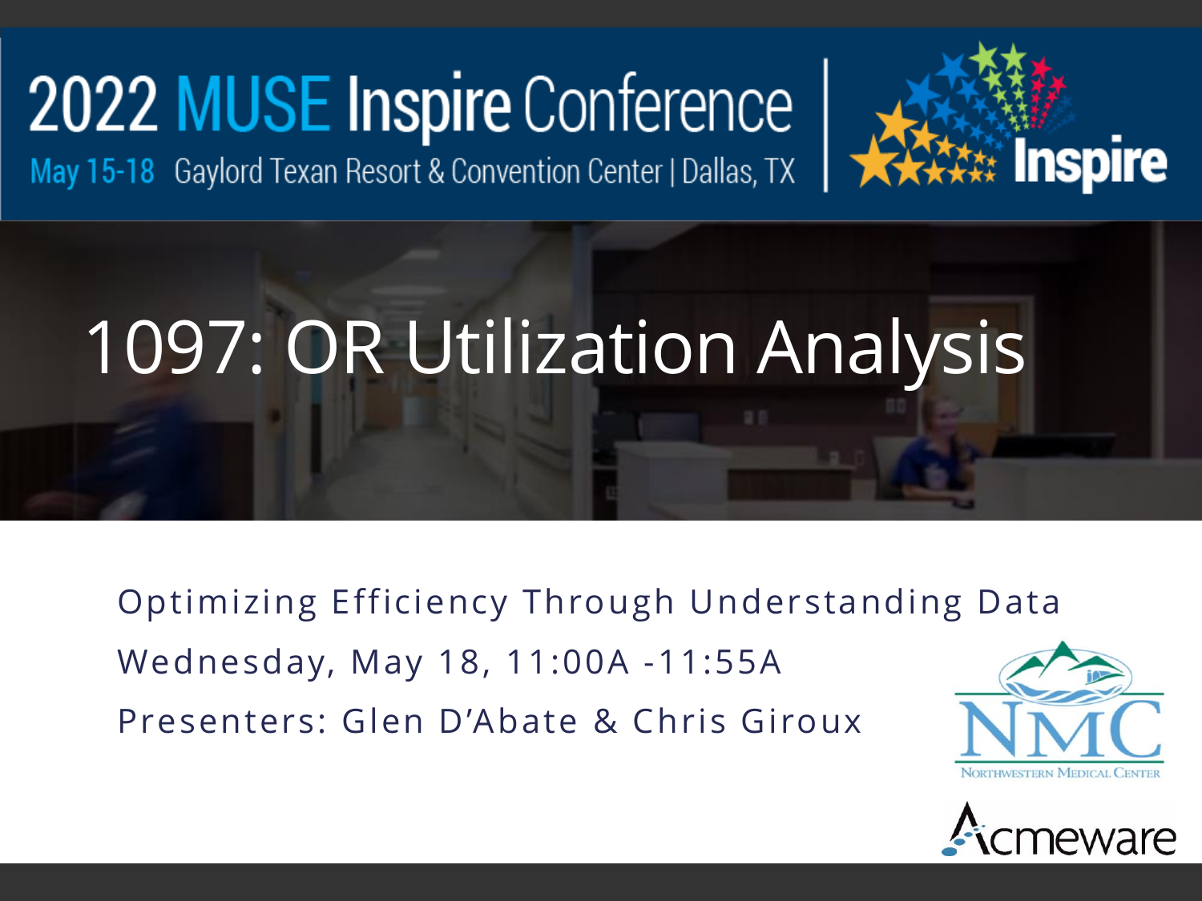2022 MUSE Inspire Conference

May 15-18 Gaylord Texan Resort & Convention Center | Dallas, TX

Inspire

# 1097: OR Utilization Analysis

Optimizing Efficiency Through Understanding Data

Wednesday, May 18, 11:00A -11:55A

Presenters: Glen D'Abate & Chris Giroux

NMC Northwestern Medical Center

Acmeware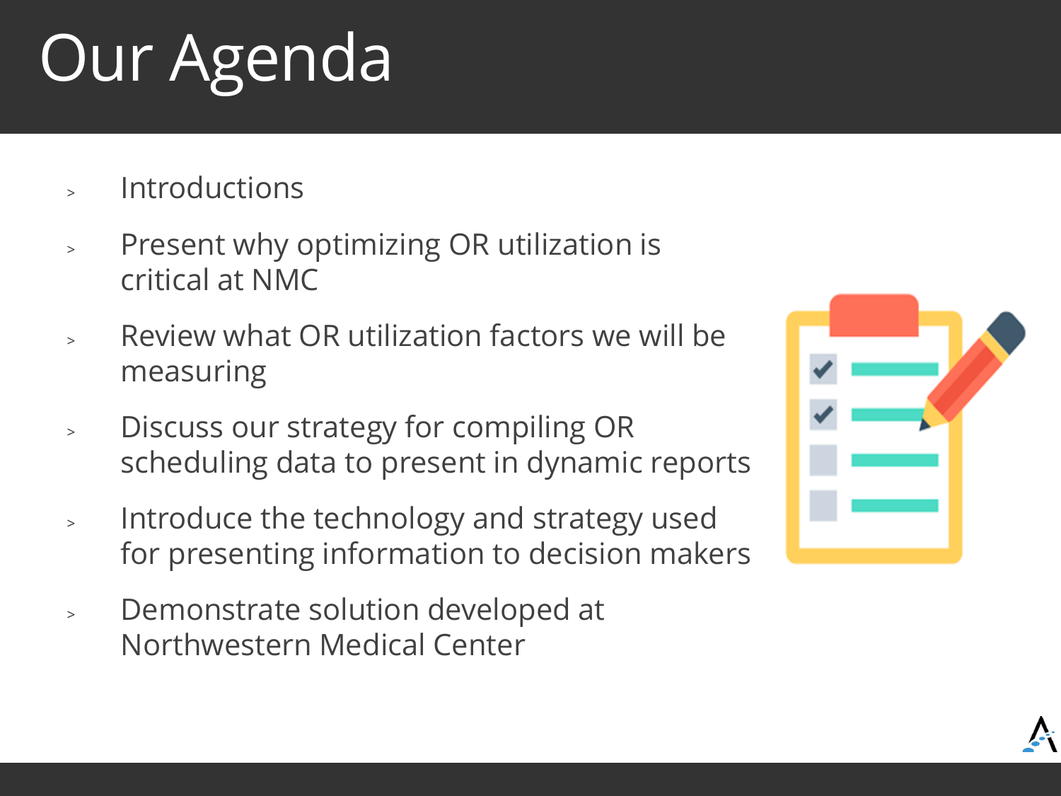# Our Agenda

- Introductions
- Present why optimizing OR utilization is critical at NMC
- Review what OR utilization factors we will be measuring
- Discuss our strategy for compiling OR scheduling data to present in dynamic reports
- Introduce the technology and strategy used for presenting information to decision makers
- Demonstrate solution developed at Northwestern Medical Center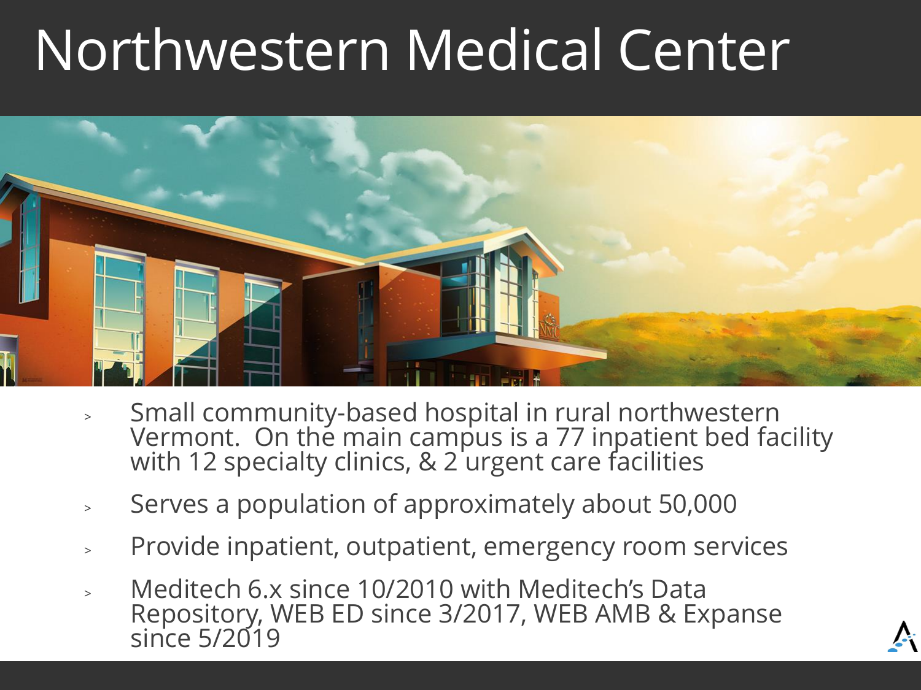# Northwestern Medical Center

- Small community-based hospital in rural northwestern Vermont. On the main campus is a 77 inpatient bed facility with 12 specialty clinics, & 2 urgent care facilities
- Serves a population of approximately about 50,000
- Provide inpatient, outpatient, emergency room services
- Meditech 6.x since 10/2010 with Meditech's Data Repository, WEB ED since 3/2017, WEB AMB & Expanse since 5/2019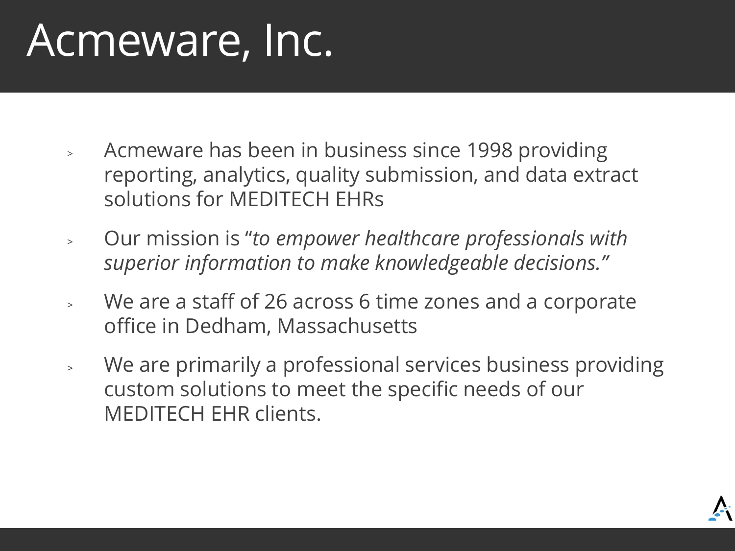# Acmeware, Inc.

- Acmeware has been in business since 1998 providing reporting, analytics, quality submission, and data extract solutions for MEDITECH EHRs
- Our mission is "*to empower healthcare professionals with superior information to make knowledgeable decisions.*"
- We are a staff of 26 across 6 time zones and a corporate office in Dedham, Massachusetts
- We are primarily a professional services business providing custom solutions to meet the specific needs of our MEDITECH EHR clients.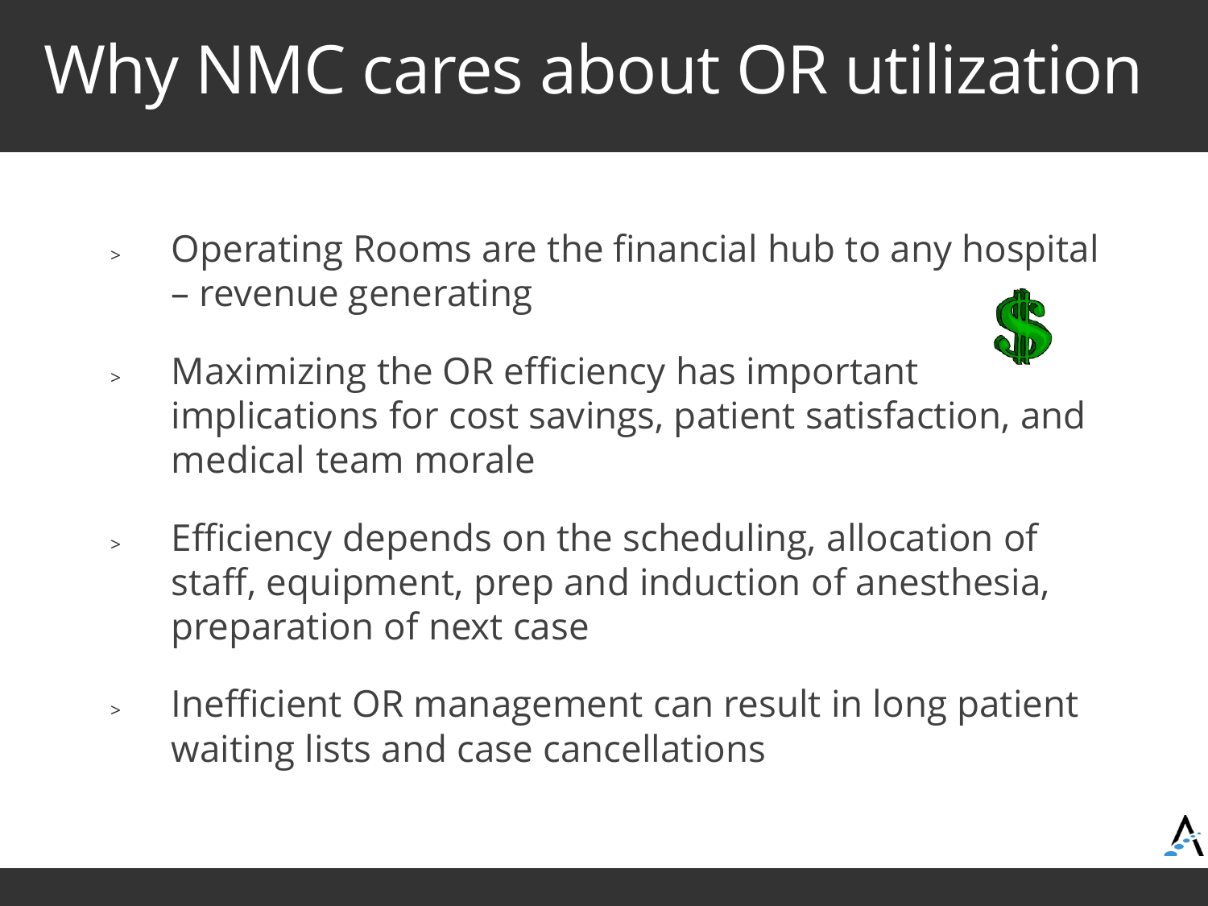# Why NMC cares about OR utilization

- Operating Rooms are the financial hub to any hospital – revenue generating
- Maximizing the OR efficiency has important implications for cost savings, patient satisfaction, and medical team morale
- Efficiency depends on the scheduling, allocation of staff, equipment, prep and induction of anesthesia, preparation of next case
- Inefficient OR management can result in long patient waiting lists and case cancellations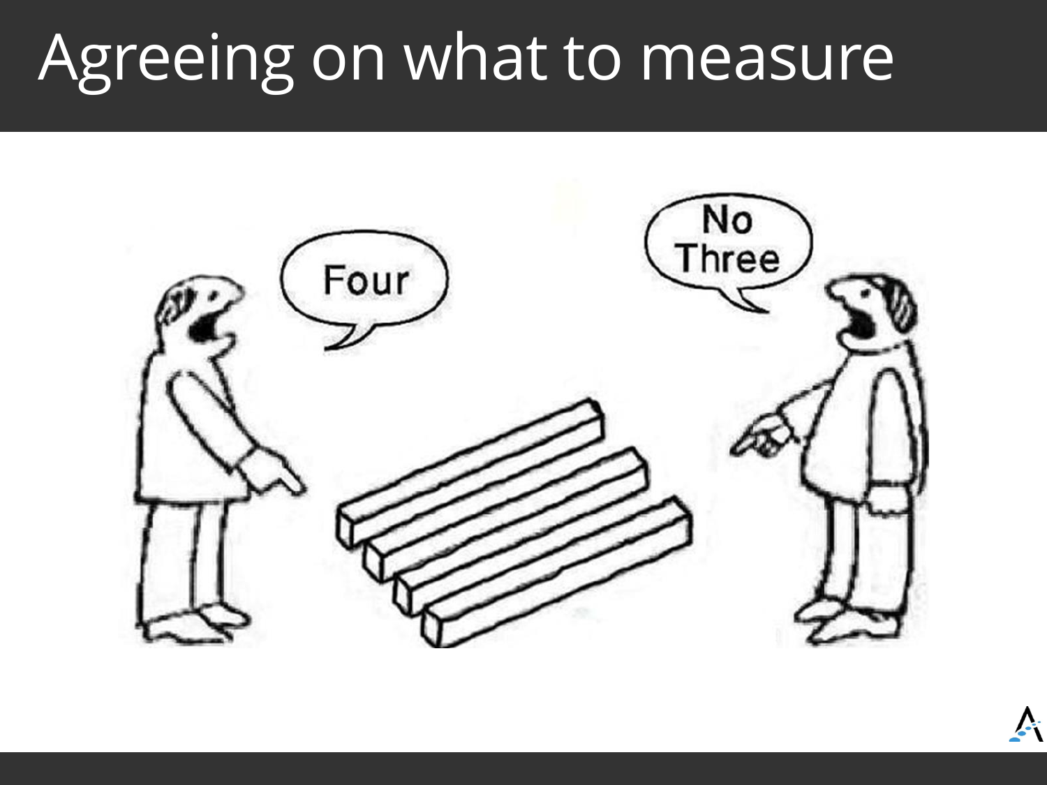# Agreeing on what to measure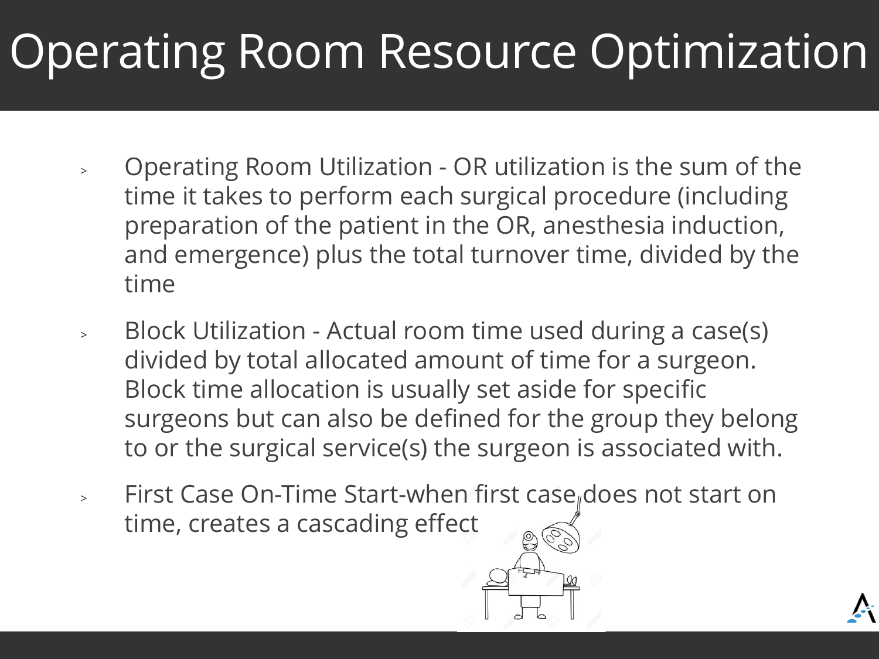# Operating Room Resource Optimization

- Operating Room Utilization - OR utilization is the sum of the time it takes to perform each surgical procedure (including preparation of the patient in the OR, anesthesia induction, and emergence) plus the total turnover time, divided by the time
- Block Utilization - Actual room time used during a case(s) divided by total allocated amount of time for a surgeon. Block time allocation is usually set aside for specific surgeons but can also be defined for the group they belong to or the surgical service(s) the surgeon is associated with.
- First Case On-Time Start-when first case does not start on time, creates a cascading effect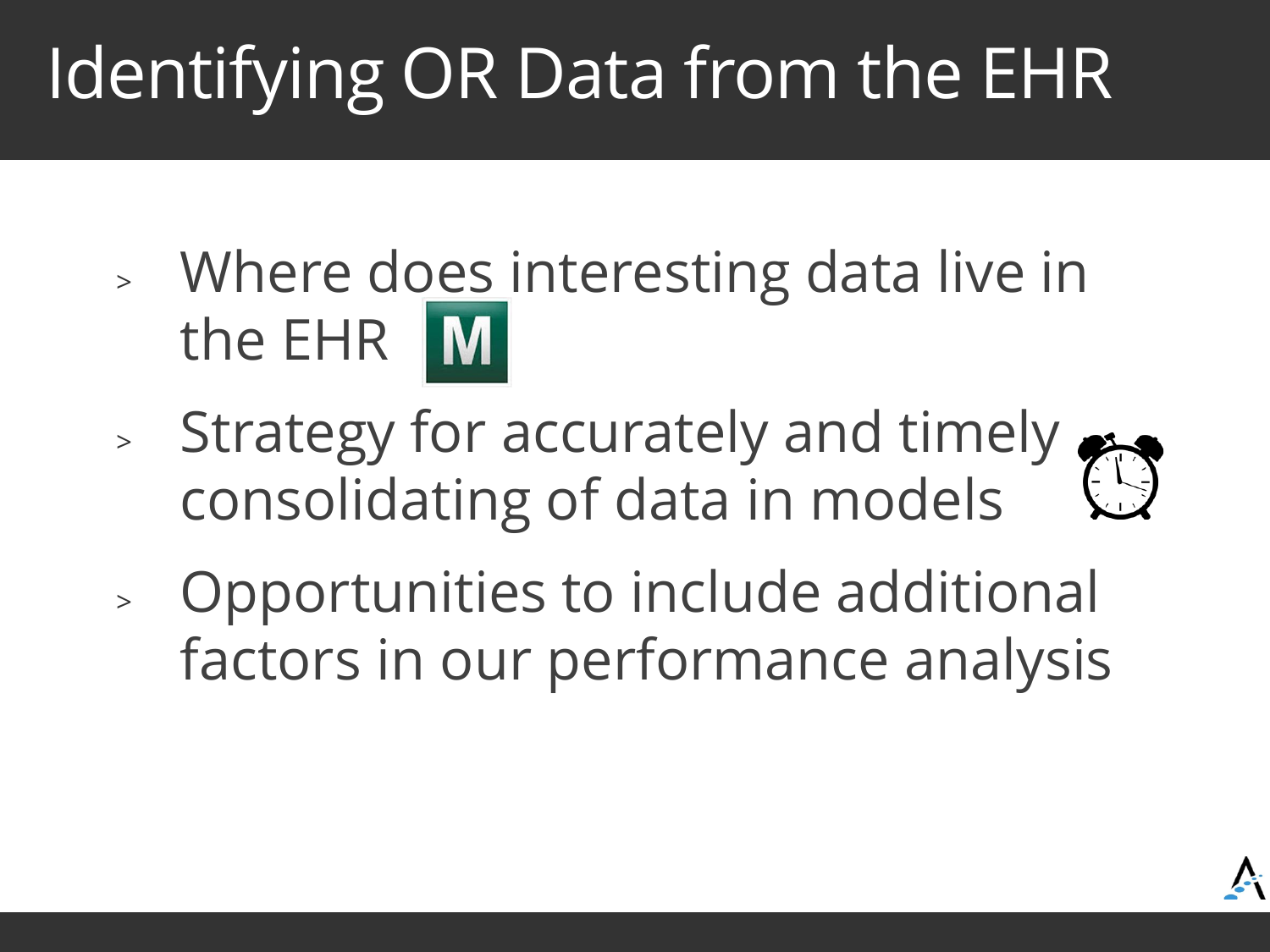# Identifying OR Data from the EHR

- Where does interesting data live in the EHR
- Strategy for accurately and timely consolidating of data in models
- Opportunities to include additional factors in our performance analysis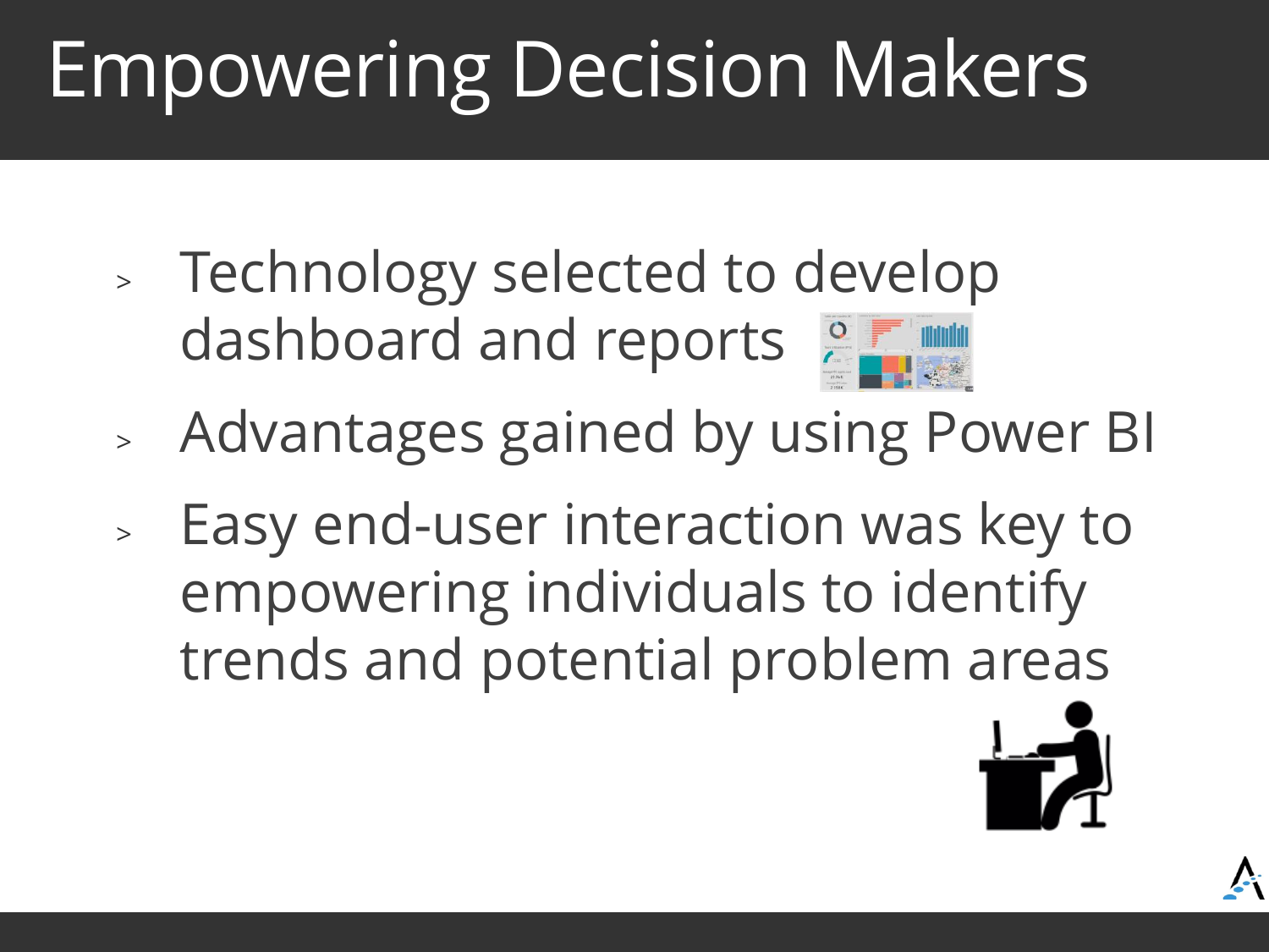# Empowering Decision Makers

- Technology selected to develop dashboard and reports
- Advantages gained by using Power BI
- Easy end-user interaction was key to empowering individuals to identify trends and potential problem areas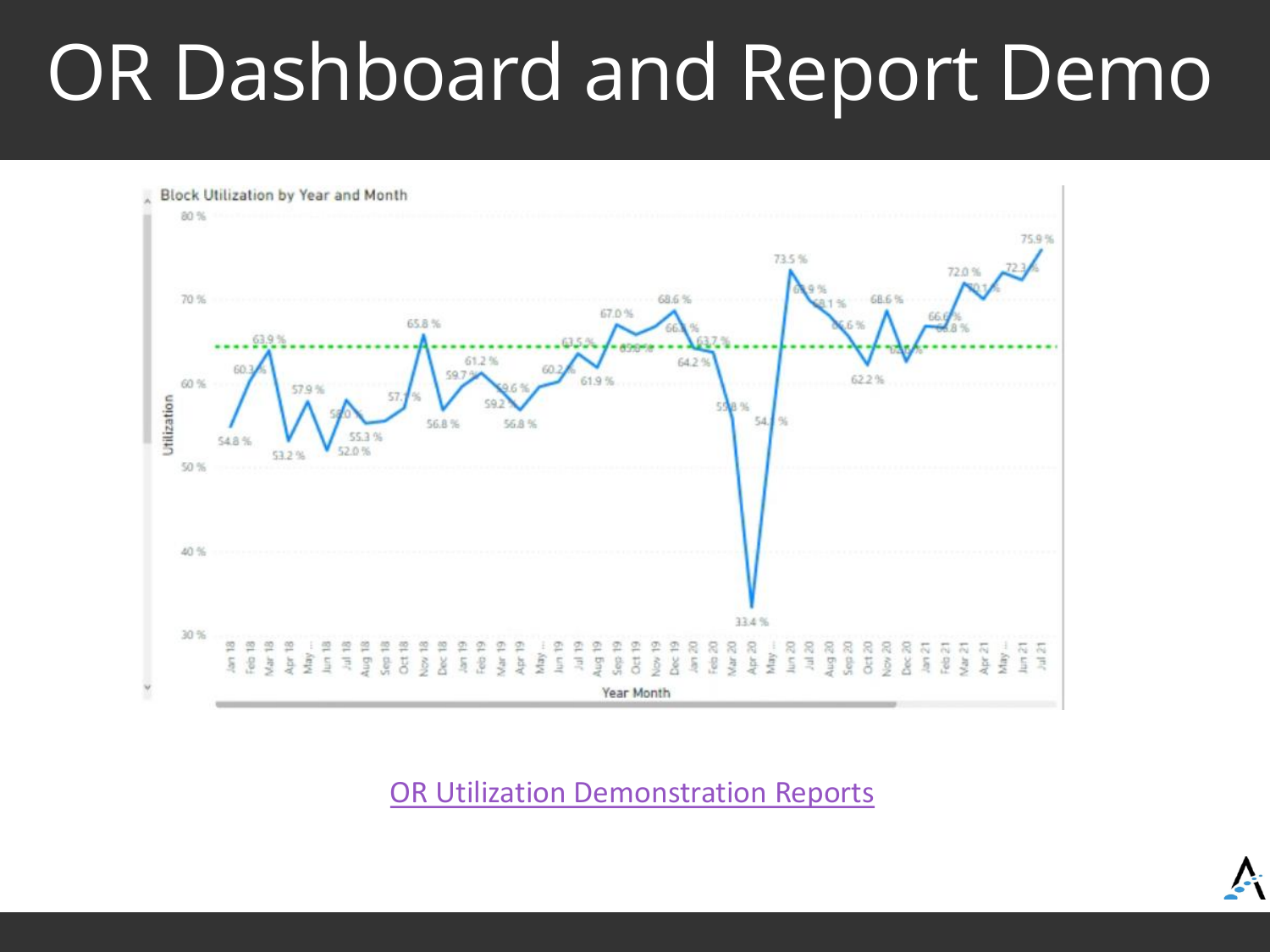# OR Dashboard and Report Demo

Block Utilization by Year and Month

[OR Utilization Demonstration Reports]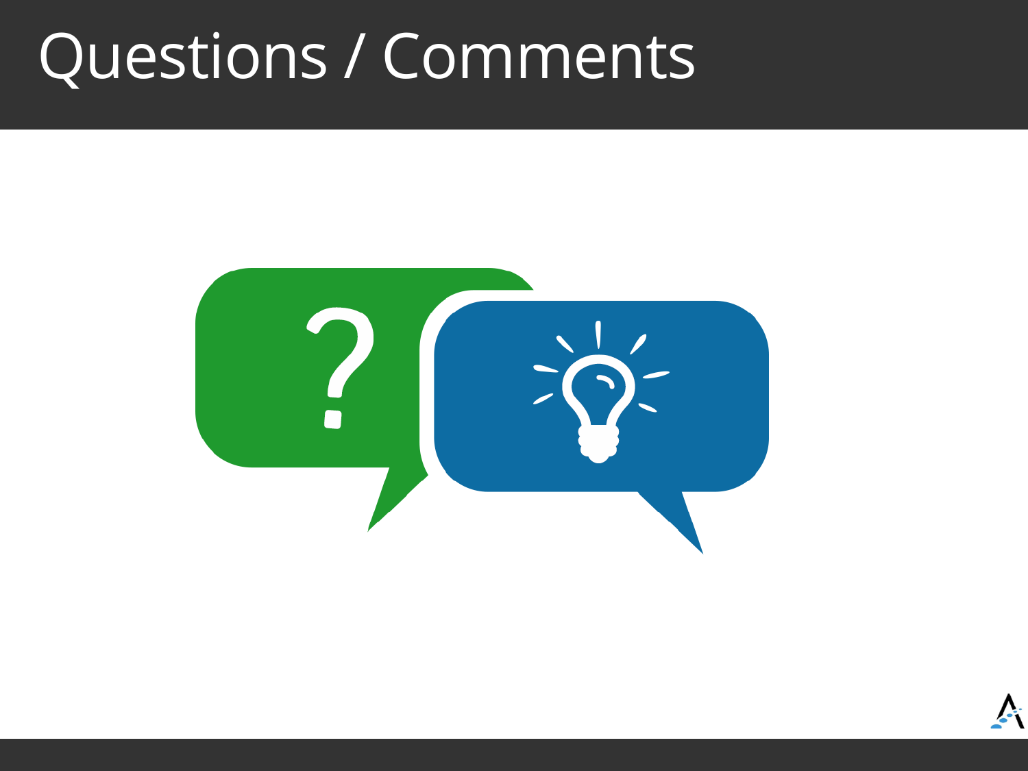# Questions / Comments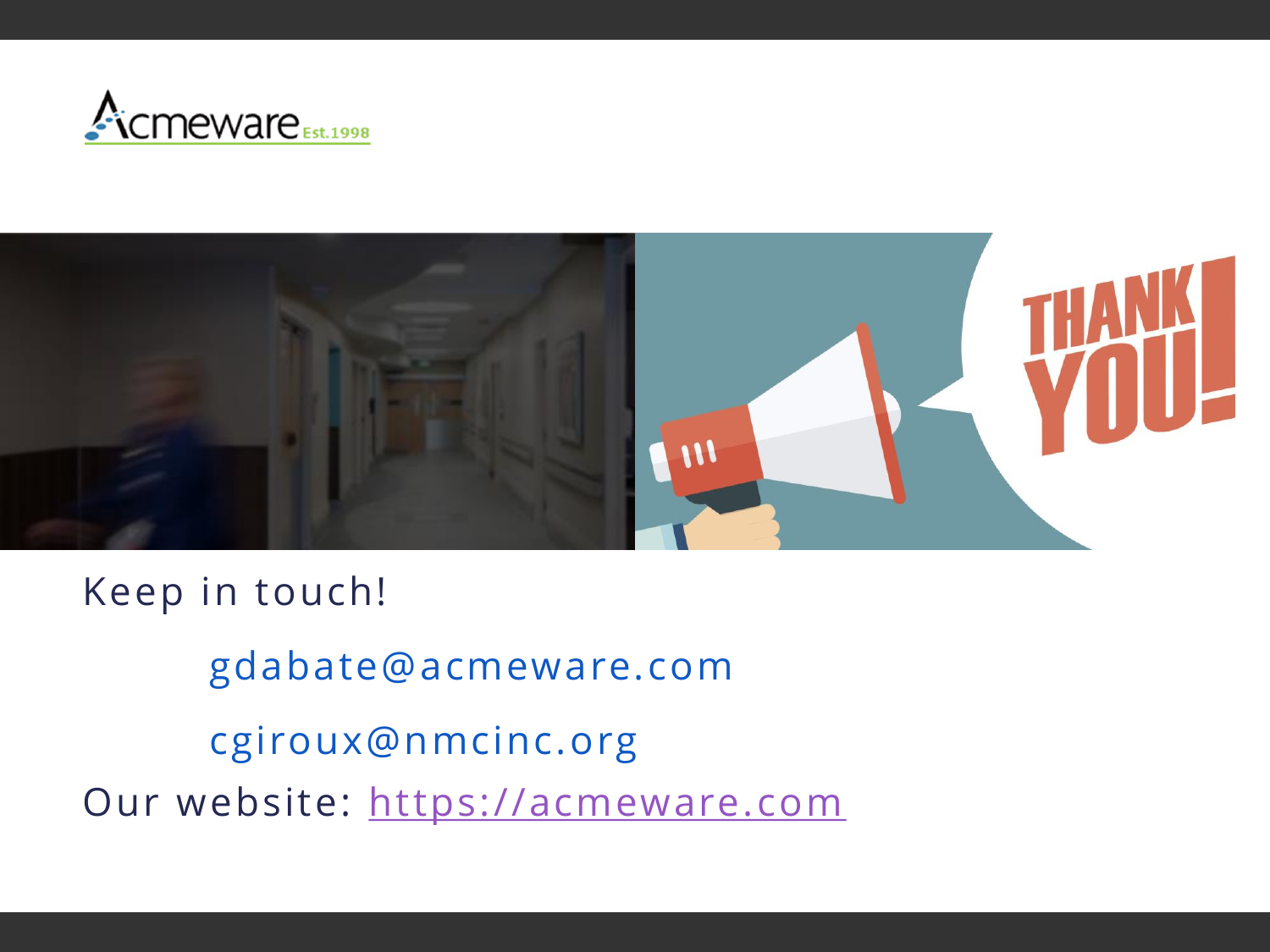Acmeware Est.1998

Keep in touch!

gdabate@acmeware.com

cgiroux@nmcinc.org

Our website: https://acmeware.com